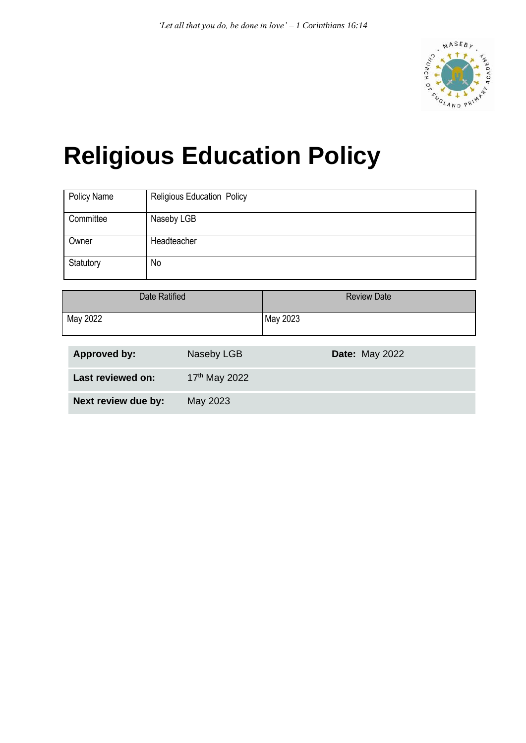*'Let all that you do, be done in love' – 1 Corinthians 16:14*

# Religious Education Policy

| Policy Name | Religious Education Policy |
|---|---|
| Committee | Naseby LGB |
| Owner | Headteacher |
| Statutory | No |

| Date Ratified | Review Date |
|---|---|
| May 2022 | May 2023 |

| | | |
|---|---|---|
| **Approved by:** | Naseby LGB | **Date:** May 2022 |
| **Last reviewed on:** | 17th May 2022 | |
| **Next review due by:** | May 2023 | |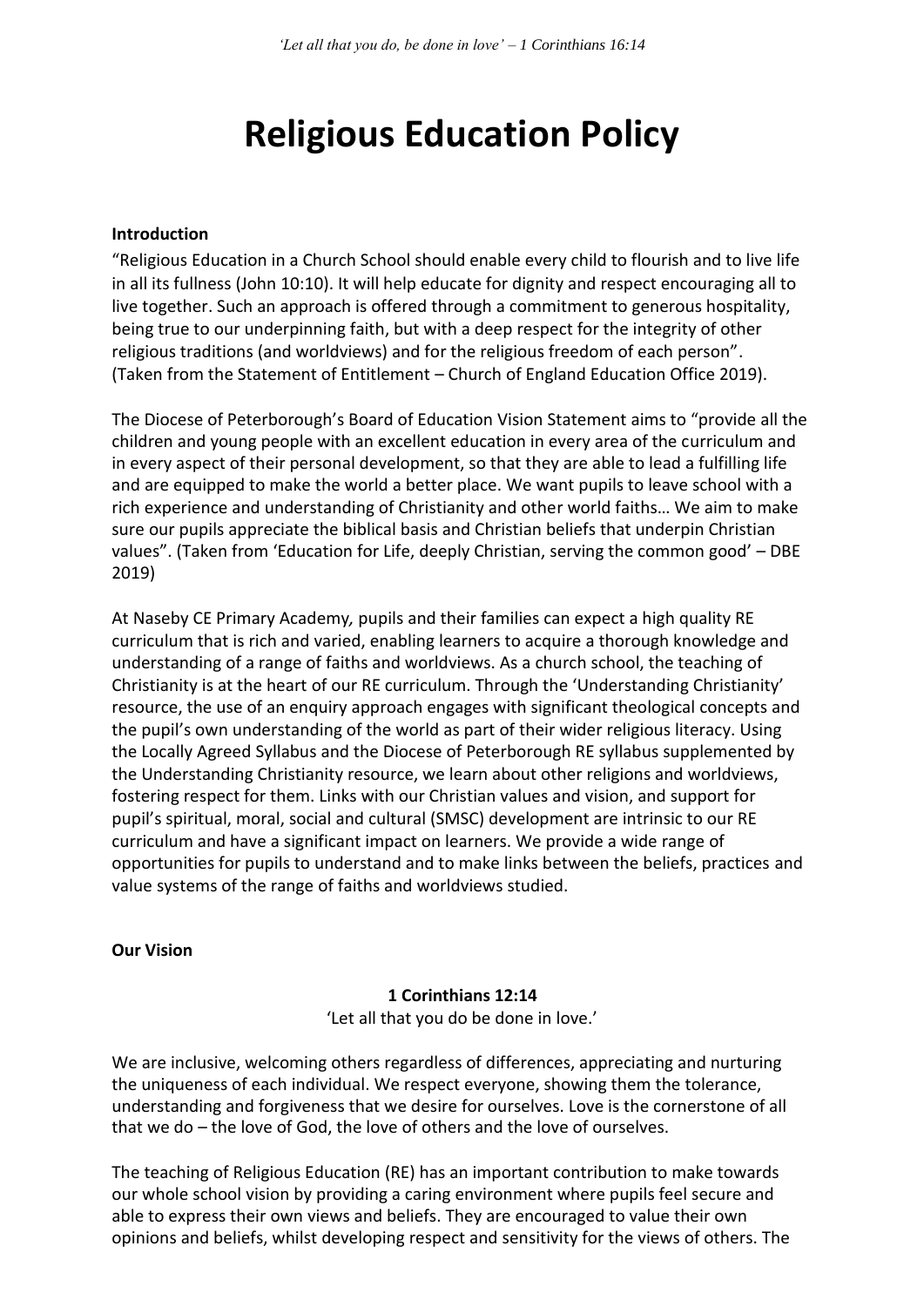# Religious Education Policy

**Introduction**

"Religious Education in a Church School should enable every child to flourish and to live life in all its fullness (John 10:10). It will help educate for dignity and respect encouraging all to live together. Such an approach is offered through a commitment to generous hospitality, being true to our underpinning faith, but with a deep respect for the integrity of other religious traditions (and worldviews) and for the religious freedom of each person". (Taken from the Statement of Entitlement – Church of England Education Office 2019).

The Diocese of Peterborough's Board of Education Vision Statement aims to "provide all the children and young people with an excellent education in every area of the curriculum and in every aspect of their personal development, so that they are able to lead a fulfilling life and are equipped to make the world a better place. We want pupils to leave school with a rich experience and understanding of Christianity and other world faiths… We aim to make sure our pupils appreciate the biblical basis and Christian beliefs that underpin Christian values". (Taken from 'Education for Life, deeply Christian, serving the common good' – DBE 2019)

At Naseby CE Primary Academy, pupils and their families can expect a high quality RE curriculum that is rich and varied, enabling learners to acquire a thorough knowledge and understanding of a range of faiths and worldviews. As a church school, the teaching of Christianity is at the heart of our RE curriculum. Through the 'Understanding Christianity' resource, the use of an enquiry approach engages with significant theological concepts and the pupil's own understanding of the world as part of their wider religious literacy. Using the Locally Agreed Syllabus and the Diocese of Peterborough RE syllabus supplemented by the Understanding Christianity resource, we learn about other religions and worldviews, fostering respect for them. Links with our Christian values and vision, and support for pupil's spiritual, moral, social and cultural (SMSC) development are intrinsic to our RE curriculum and have a significant impact on learners. We provide a wide range of opportunities for pupils to understand and to make links between the beliefs, practices and value systems of the range of faiths and worldviews studied.

**Our Vision**

**1 Corinthians 12:14**

'Let all that you do be done in love.'

We are inclusive, welcoming others regardless of differences, appreciating and nurturing the uniqueness of each individual. We respect everyone, showing them the tolerance, understanding and forgiveness that we desire for ourselves. Love is the cornerstone of all that we do – the love of God, the love of others and the love of ourselves.

The teaching of Religious Education (RE) has an important contribution to make towards our whole school vision by providing a caring environment where pupils feel secure and able to express their own views and beliefs. They are encouraged to value their own opinions and beliefs, whilst developing respect and sensitivity for the views of others. The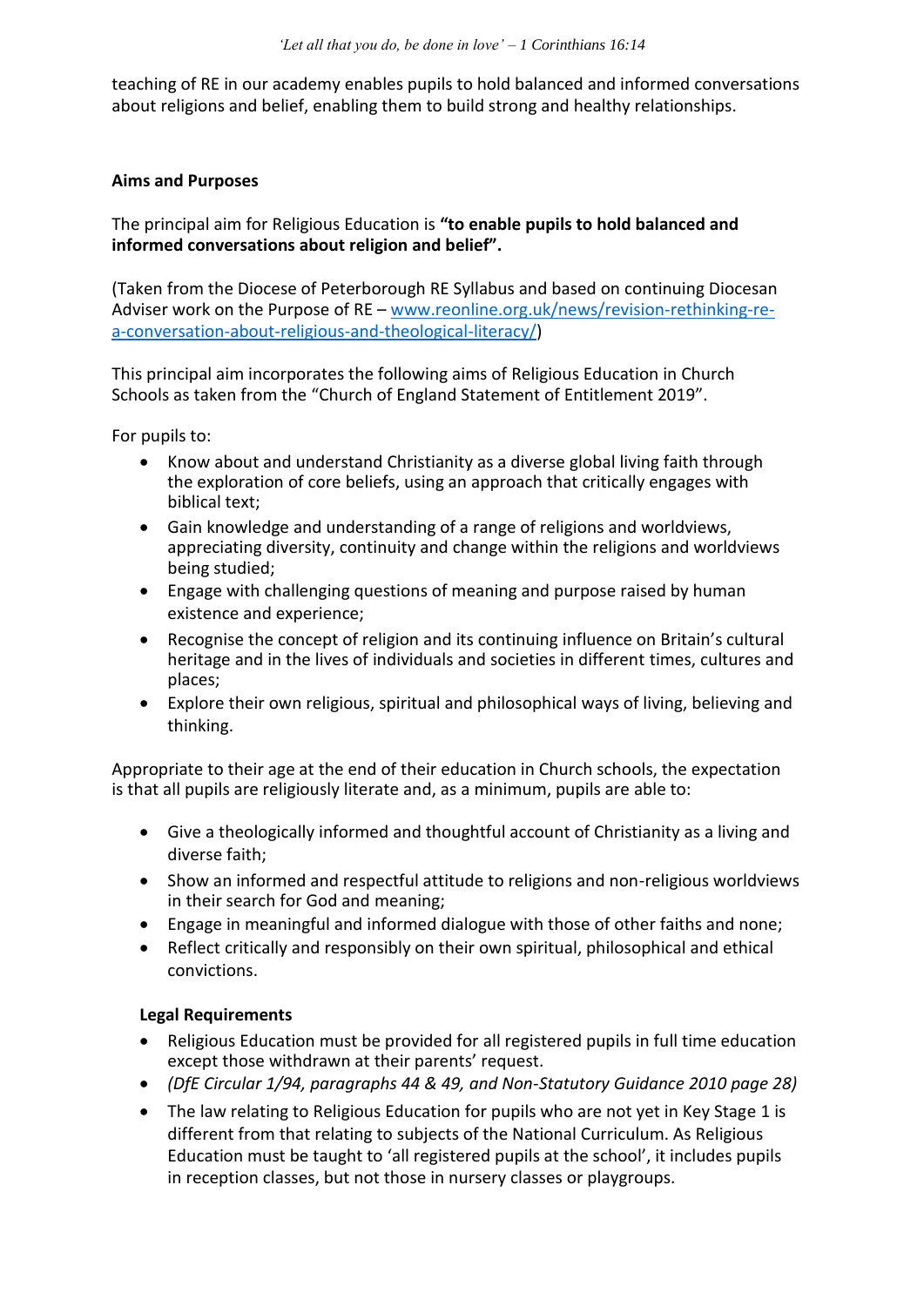teaching of RE in our academy enables pupils to hold balanced and informed conversations about religions and belief, enabling them to build strong and healthy relationships.

## Aims and Purposes

The principal aim for Religious Education is **"to enable pupils to hold balanced and informed conversations about religion and belief".**

(Taken from the Diocese of Peterborough RE Syllabus and based on continuing Diocesan Adviser work on the Purpose of RE – [www.reonline.org.uk/news/revision-rethinking-re-a-conversation-about-religious-and-theological-literacy/](www.reonline.org.uk/news/revision-rethinking-re-a-conversation-about-religious-and-theological-literacy/))

This principal aim incorporates the following aims of Religious Education in Church Schools as taken from the "Church of England Statement of Entitlement 2019".

For pupils to:

- Know about and understand Christianity as a diverse global living faith through the exploration of core beliefs, using an approach that critically engages with biblical text;
- Gain knowledge and understanding of a range of religions and worldviews, appreciating diversity, continuity and change within the religions and worldviews being studied;
- Engage with challenging questions of meaning and purpose raised by human existence and experience;
- Recognise the concept of religion and its continuing influence on Britain's cultural heritage and in the lives of individuals and societies in different times, cultures and places;
- Explore their own religious, spiritual and philosophical ways of living, believing and thinking.

Appropriate to their age at the end of their education in Church schools, the expectation is that all pupils are religiously literate and, as a minimum, pupils are able to:

- Give a theologically informed and thoughtful account of Christianity as a living and diverse faith;
- Show an informed and respectful attitude to religions and non-religious worldviews in their search for God and meaning;
- Engage in meaningful and informed dialogue with those of other faiths and none;
- Reflect critically and responsibly on their own spiritual, philosophical and ethical convictions.

### Legal Requirements

- Religious Education must be provided for all registered pupils in full time education except those withdrawn at their parents' request.
- *(DfE Circular 1/94, paragraphs 44 & 49, and Non-Statutory Guidance 2010 page 28)*
- The law relating to Religious Education for pupils who are not yet in Key Stage 1 is different from that relating to subjects of the National Curriculum. As Religious Education must be taught to 'all registered pupils at the school', it includes pupils in reception classes, but not those in nursery classes or playgroups.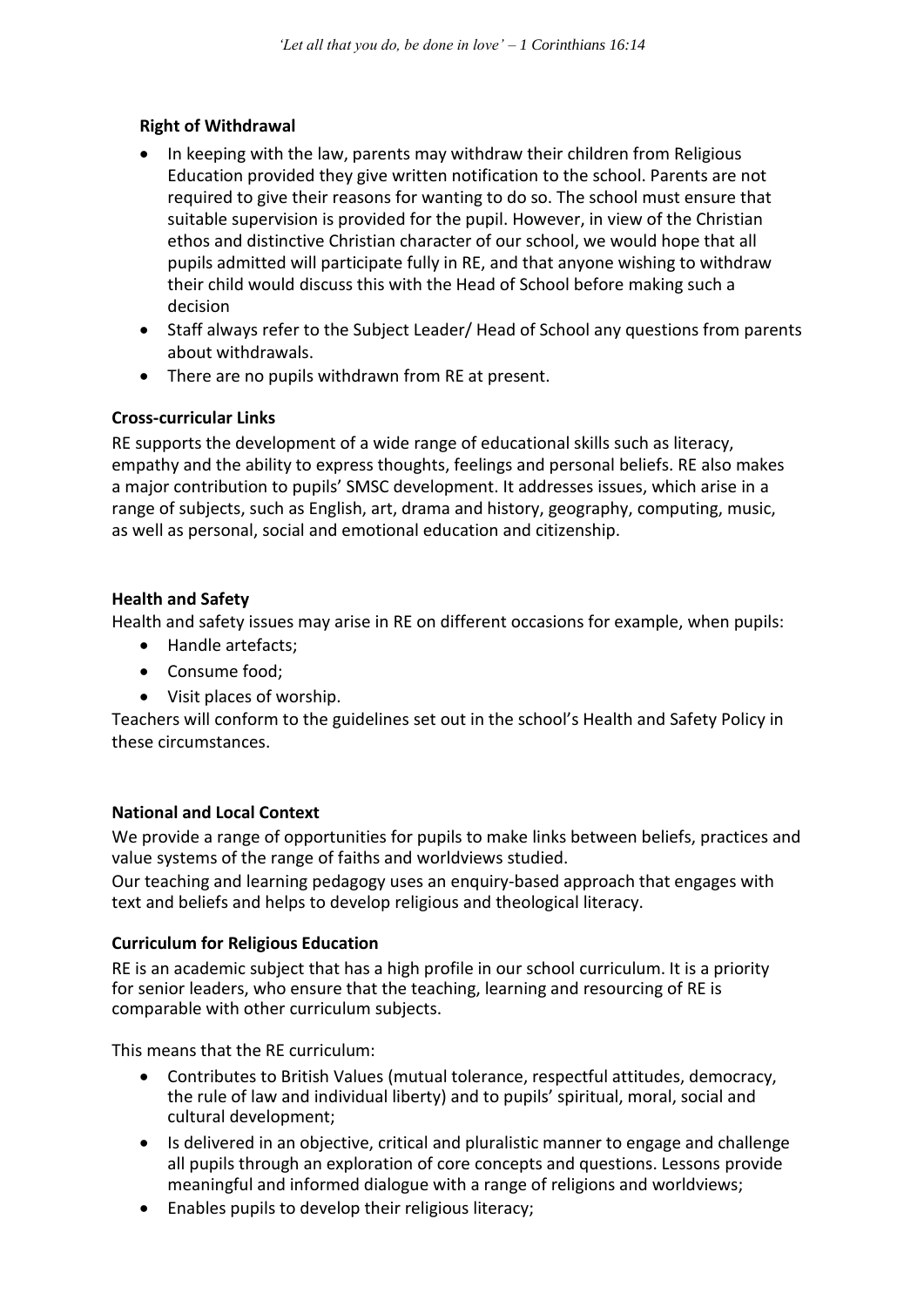### Right of Withdrawal

- In keeping with the law, parents may withdraw their children from Religious Education provided they give written notification to the school. Parents are not required to give their reasons for wanting to do so. The school must ensure that suitable supervision is provided for the pupil. However, in view of the Christian ethos and distinctive Christian character of our school, we would hope that all pupils admitted will participate fully in RE, and that anyone wishing to withdraw their child would discuss this with the Head of School before making such a decision
- Staff always refer to the Subject Leader/ Head of School any questions from parents about withdrawals.
- There are no pupils withdrawn from RE at present.

### Cross-curricular Links

RE supports the development of a wide range of educational skills such as literacy, empathy and the ability to express thoughts, feelings and personal beliefs. RE also makes a major contribution to pupils' SMSC development. It addresses issues, which arise in a range of subjects, such as English, art, drama and history, geography, computing, music, as well as personal, social and emotional education and citizenship.

### Health and Safety

Health and safety issues may arise in RE on different occasions for example, when pupils:

- Handle artefacts;
- Consume food;
- Visit places of worship.

Teachers will conform to the guidelines set out in the school's Health and Safety Policy in these circumstances.

### National and Local Context

We provide a range of opportunities for pupils to make links between beliefs, practices and value systems of the range of faiths and worldviews studied.

Our teaching and learning pedagogy uses an enquiry-based approach that engages with text and beliefs and helps to develop religious and theological literacy.

### Curriculum for Religious Education

RE is an academic subject that has a high profile in our school curriculum. It is a priority for senior leaders, who ensure that the teaching, learning and resourcing of RE is comparable with other curriculum subjects.

This means that the RE curriculum:

- Contributes to British Values (mutual tolerance, respectful attitudes, democracy, the rule of law and individual liberty) and to pupils' spiritual, moral, social and cultural development;
- Is delivered in an objective, critical and pluralistic manner to engage and challenge all pupils through an exploration of core concepts and questions. Lessons provide meaningful and informed dialogue with a range of religions and worldviews;
- Enables pupils to develop their religious literacy;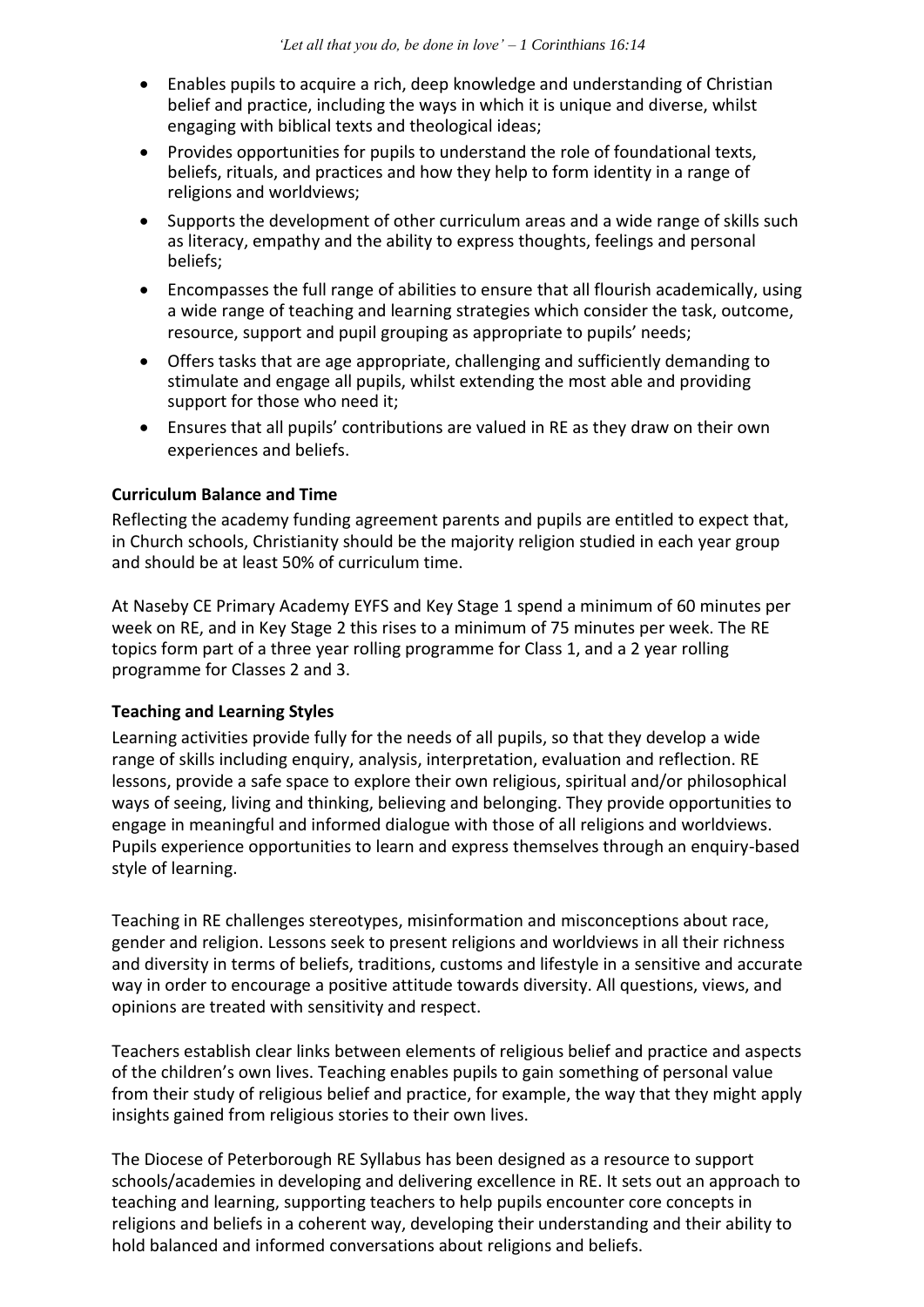- Enables pupils to acquire a rich, deep knowledge and understanding of Christian belief and practice, including the ways in which it is unique and diverse, whilst engaging with biblical texts and theological ideas;
- Provides opportunities for pupils to understand the role of foundational texts, beliefs, rituals, and practices and how they help to form identity in a range of religions and worldviews;
- Supports the development of other curriculum areas and a wide range of skills such as literacy, empathy and the ability to express thoughts, feelings and personal beliefs;
- Encompasses the full range of abilities to ensure that all flourish academically, using a wide range of teaching and learning strategies which consider the task, outcome, resource, support and pupil grouping as appropriate to pupils' needs;
- Offers tasks that are age appropriate, challenging and sufficiently demanding to stimulate and engage all pupils, whilst extending the most able and providing support for those who need it;
- Ensures that all pupils' contributions are valued in RE as they draw on their own experiences and beliefs.

**Curriculum Balance and Time**

Reflecting the academy funding agreement parents and pupils are entitled to expect that, in Church schools, Christianity should be the majority religion studied in each year group and should be at least 50% of curriculum time.

At Naseby CE Primary Academy EYFS and Key Stage 1 spend a minimum of 60 minutes per week on RE, and in Key Stage 2 this rises to a minimum of 75 minutes per week. The RE topics form part of a three year rolling programme for Class 1, and a 2 year rolling programme for Classes 2 and 3.

**Teaching and Learning Styles**

Learning activities provide fully for the needs of all pupils, so that they develop a wide range of skills including enquiry, analysis, interpretation, evaluation and reflection. RE lessons, provide a safe space to explore their own religious, spiritual and/or philosophical ways of seeing, living and thinking, believing and belonging. They provide opportunities to engage in meaningful and informed dialogue with those of all religions and worldviews. Pupils experience opportunities to learn and express themselves through an enquiry-based style of learning.

Teaching in RE challenges stereotypes, misinformation and misconceptions about race, gender and religion. Lessons seek to present religions and worldviews in all their richness and diversity in terms of beliefs, traditions, customs and lifestyle in a sensitive and accurate way in order to encourage a positive attitude towards diversity. All questions, views, and opinions are treated with sensitivity and respect.

Teachers establish clear links between elements of religious belief and practice and aspects of the children's own lives. Teaching enables pupils to gain something of personal value from their study of religious belief and practice, for example, the way that they might apply insights gained from religious stories to their own lives.

The Diocese of Peterborough RE Syllabus has been designed as a resource to support schools/academies in developing and delivering excellence in RE. It sets out an approach to teaching and learning, supporting teachers to help pupils encounter core concepts in religions and beliefs in a coherent way, developing their understanding and their ability to hold balanced and informed conversations about religions and beliefs.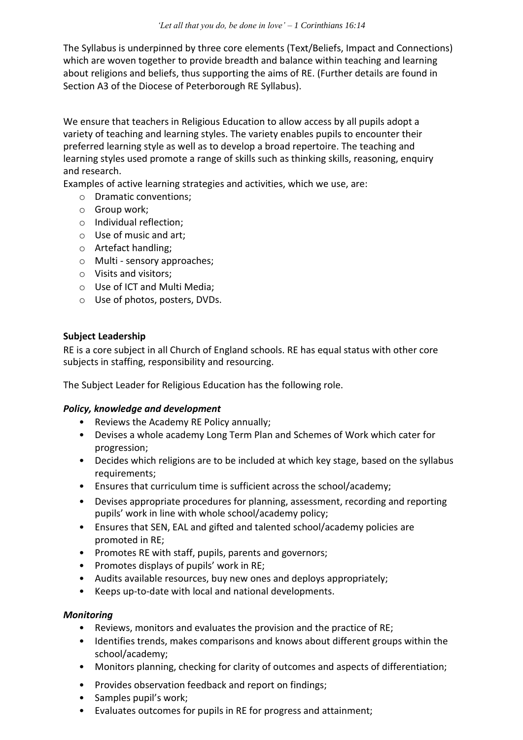The Syllabus is underpinned by three core elements (Text/Beliefs, Impact and Connections) which are woven together to provide breadth and balance within teaching and learning about religions and beliefs, thus supporting the aims of RE. (Further details are found in Section A3 of the Diocese of Peterborough RE Syllabus).

We ensure that teachers in Religious Education to allow access by all pupils adopt a variety of teaching and learning styles. The variety enables pupils to encounter their preferred learning style as well as to develop a broad repertoire. The teaching and learning styles used promote a range of skills such as thinking skills, reasoning, enquiry and research.

Examples of active learning strategies and activities, which we use, are:

- Dramatic conventions;
- Group work;
- Individual reflection;
- Use of music and art;
- Artefact handling;
- Multi - sensory approaches;
- Visits and visitors;
- Use of ICT and Multi Media;
- Use of photos, posters, DVDs.

**Subject Leadership**

RE is a core subject in all Church of England schools. RE has equal status with other core subjects in staffing, responsibility and resourcing.

The Subject Leader for Religious Education has the following role.

***Policy, knowledge and development***

- Reviews the Academy RE Policy annually;
- Devises a whole academy Long Term Plan and Schemes of Work which cater for progression;
- Decides which religions are to be included at which key stage, based on the syllabus requirements;
- Ensures that curriculum time is sufficient across the school/academy;
- Devises appropriate procedures for planning, assessment, recording and reporting pupils' work in line with whole school/academy policy;
- Ensures that SEN, EAL and gifted and talented school/academy policies are promoted in RE;
- Promotes RE with staff, pupils, parents and governors;
- Promotes displays of pupils' work in RE;
- Audits available resources, buy new ones and deploys appropriately;
- Keeps up-to-date with local and national developments.

***Monitoring***

- Reviews, monitors and evaluates the provision and the practice of RE;
- Identifies trends, makes comparisons and knows about different groups within the school/academy;
- Monitors planning, checking for clarity of outcomes and aspects of differentiation;
- Provides observation feedback and report on findings;
- Samples pupil's work;
- Evaluates outcomes for pupils in RE for progress and attainment;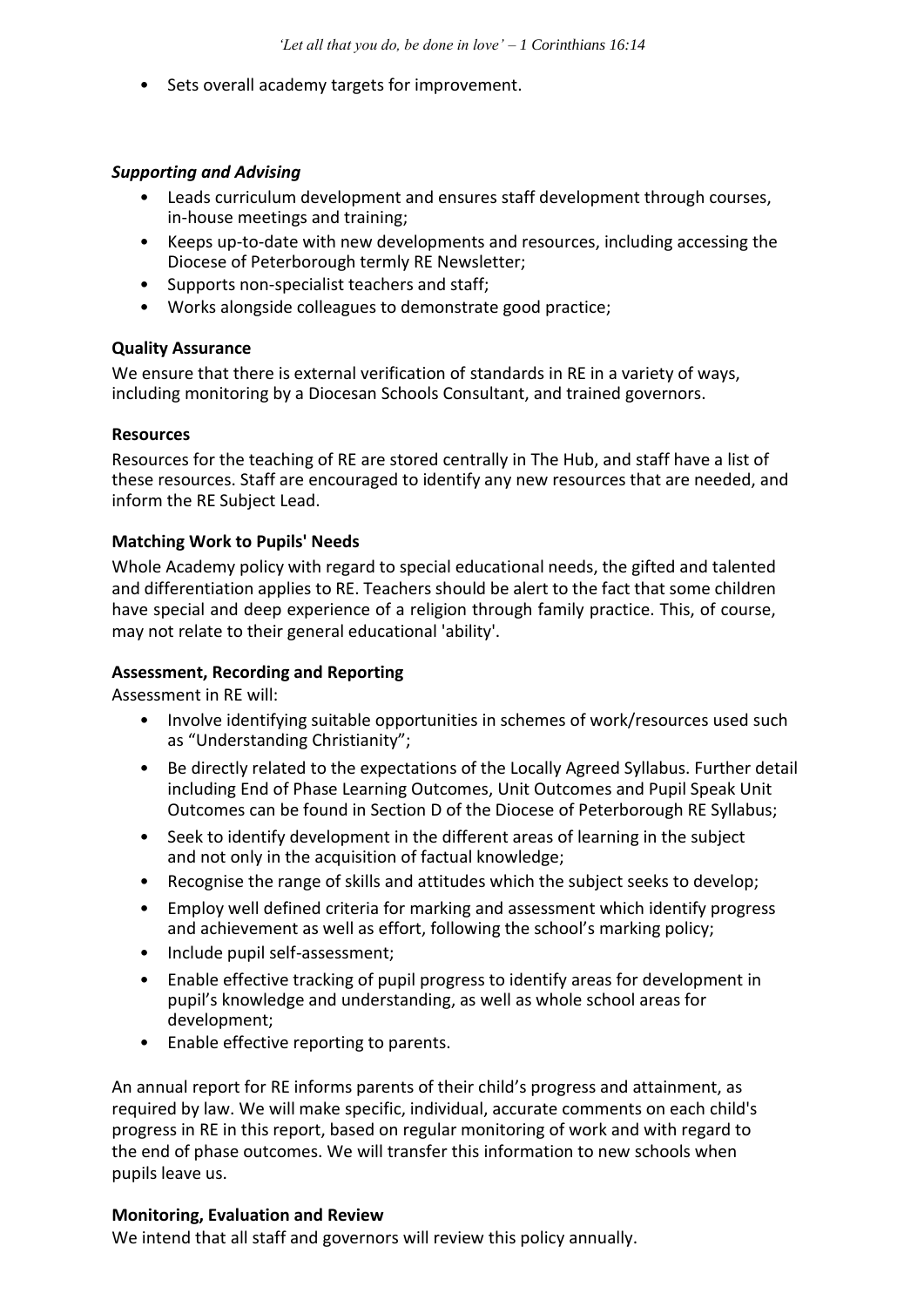- Sets overall academy targets for improvement.

***Supporting and Advising***

- Leads curriculum development and ensures staff development through courses, in-house meetings and training;
- Keeps up-to-date with new developments and resources, including accessing the Diocese of Peterborough termly RE Newsletter;
- Supports non-specialist teachers and staff;
- Works alongside colleagues to demonstrate good practice;

**Quality Assurance**

We ensure that there is external verification of standards in RE in a variety of ways, including monitoring by a Diocesan Schools Consultant, and trained governors.

**Resources**

Resources for the teaching of RE are stored centrally in The Hub, and staff have a list of these resources. Staff are encouraged to identify any new resources that are needed, and inform the RE Subject Lead.

**Matching Work to Pupils' Needs**

Whole Academy policy with regard to special educational needs, the gifted and talented and differentiation applies to RE. Teachers should be alert to the fact that some children have special and deep experience of a religion through family practice. This, of course, may not relate to their general educational 'ability'.

**Assessment, Recording and Reporting**

Assessment in RE will:

- Involve identifying suitable opportunities in schemes of work/resources used such as "Understanding Christianity";
- Be directly related to the expectations of the Locally Agreed Syllabus. Further detail including End of Phase Learning Outcomes, Unit Outcomes and Pupil Speak Unit Outcomes can be found in Section D of the Diocese of Peterborough RE Syllabus;
- Seek to identify development in the different areas of learning in the subject and not only in the acquisition of factual knowledge;
- Recognise the range of skills and attitudes which the subject seeks to develop;
- Employ well defined criteria for marking and assessment which identify progress and achievement as well as effort, following the school's marking policy;
- Include pupil self-assessment;
- Enable effective tracking of pupil progress to identify areas for development in pupil's knowledge and understanding, as well as whole school areas for development;
- Enable effective reporting to parents.

An annual report for RE informs parents of their child's progress and attainment, as required by law. We will make specific, individual, accurate comments on each child's progress in RE in this report, based on regular monitoring of work and with regard to the end of phase outcomes. We will transfer this information to new schools when pupils leave us.

**Monitoring, Evaluation and Review**

We intend that all staff and governors will review this policy annually.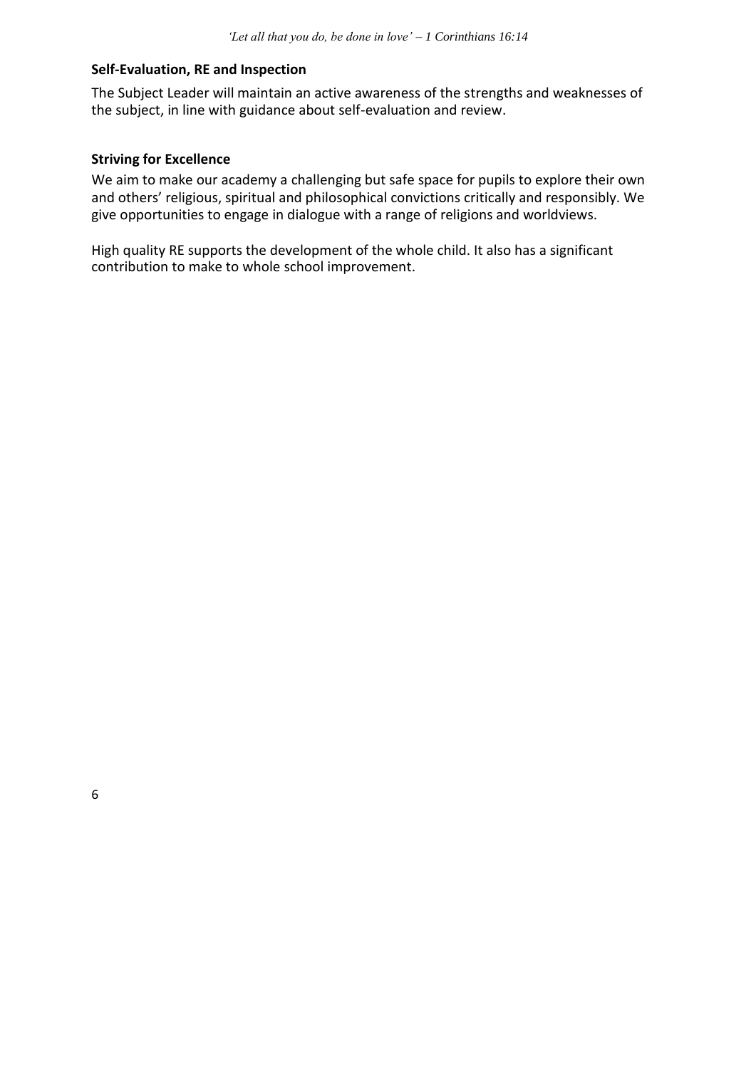### Self-Evaluation, RE and Inspection

The Subject Leader will maintain an active awareness of the strengths and weaknesses of the subject, in line with guidance about self-evaluation and review.

### Striving for Excellence

We aim to make our academy a challenging but safe space for pupils to explore their own and others' religious, spiritual and philosophical convictions critically and responsibly. We give opportunities to engage in dialogue with a range of religions and worldviews.

High quality RE supports the development of the whole child. It also has a significant contribution to make to whole school improvement.